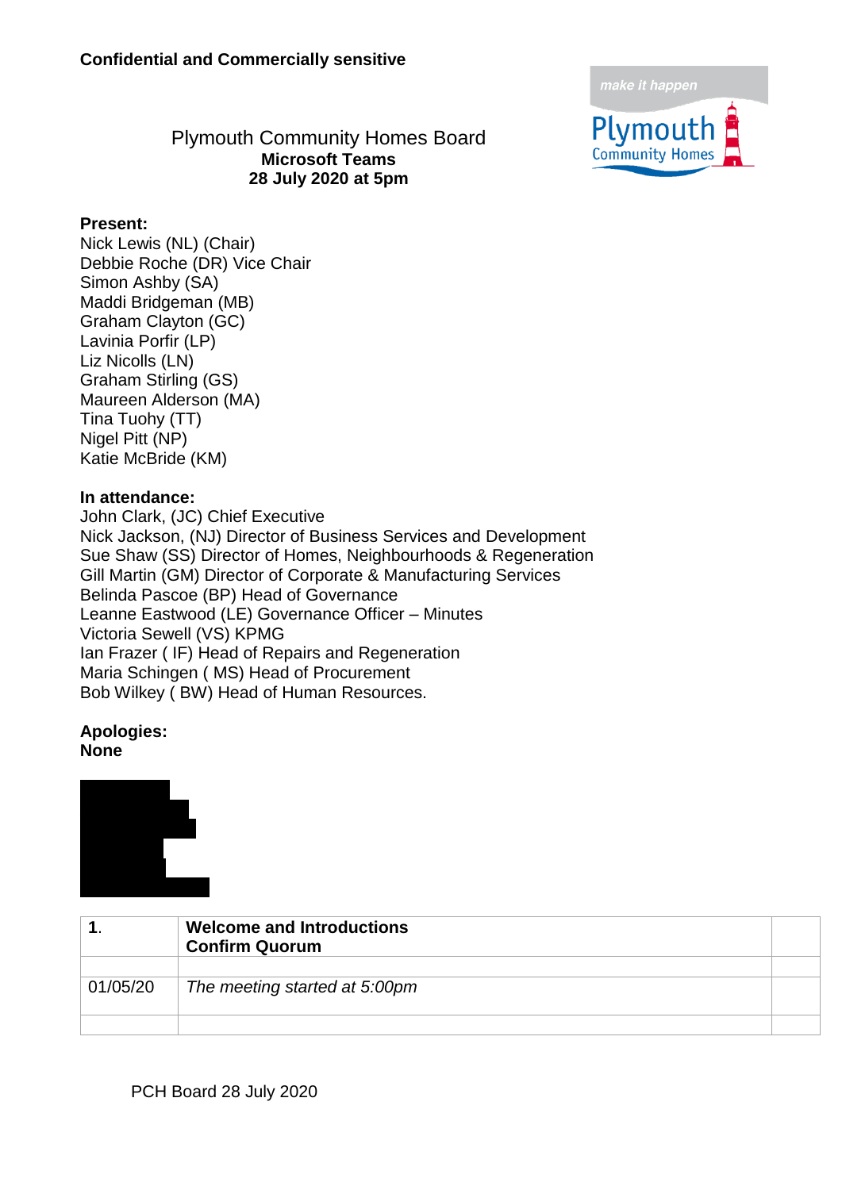**Confidential and Commercially sensitive**

# Plymouth Community Homes Board

**Microsoft Teams**
**28 July 2020 at 5pm**

**Present:**
Nick Lewis (NL) (Chair)
Debbie Roche (DR) Vice Chair
Simon Ashby (SA)
Maddi Bridgeman (MB)
Graham Clayton (GC)
Lavinia Porfir (LP)
Liz Nicolls (LN)
Graham Stirling (GS)
Maureen Alderson (MA)
Tina Tuohy (TT)
Nigel Pitt (NP)
Katie McBride (KM)

**In attendance:**
John Clark, (JC) Chief Executive
Nick Jackson, (NJ) Director of Business Services and Development
Sue Shaw (SS) Director of Homes, Neighbourhoods & Regeneration
Gill Martin (GM) Director of Corporate & Manufacturing Services
Belinda Pascoe (BP) Head of Governance
Leanne Eastwood (LE) Governance Officer – Minutes
Victoria Sewell (VS) KPMG
Ian Frazer ( IF) Head of Repairs and Regeneration
Maria Schingen ( MS) Head of Procurement
Bob Wilkey ( BW) Head of Human Resources.

**Apologies:**
**None**

| **1.** | **Welcome and Introductions**<br>**Confirm Quorum** | |
|---|---|---|
| | | |
| 01/05/20 | *The meeting started at 5:00pm* | |
| | | |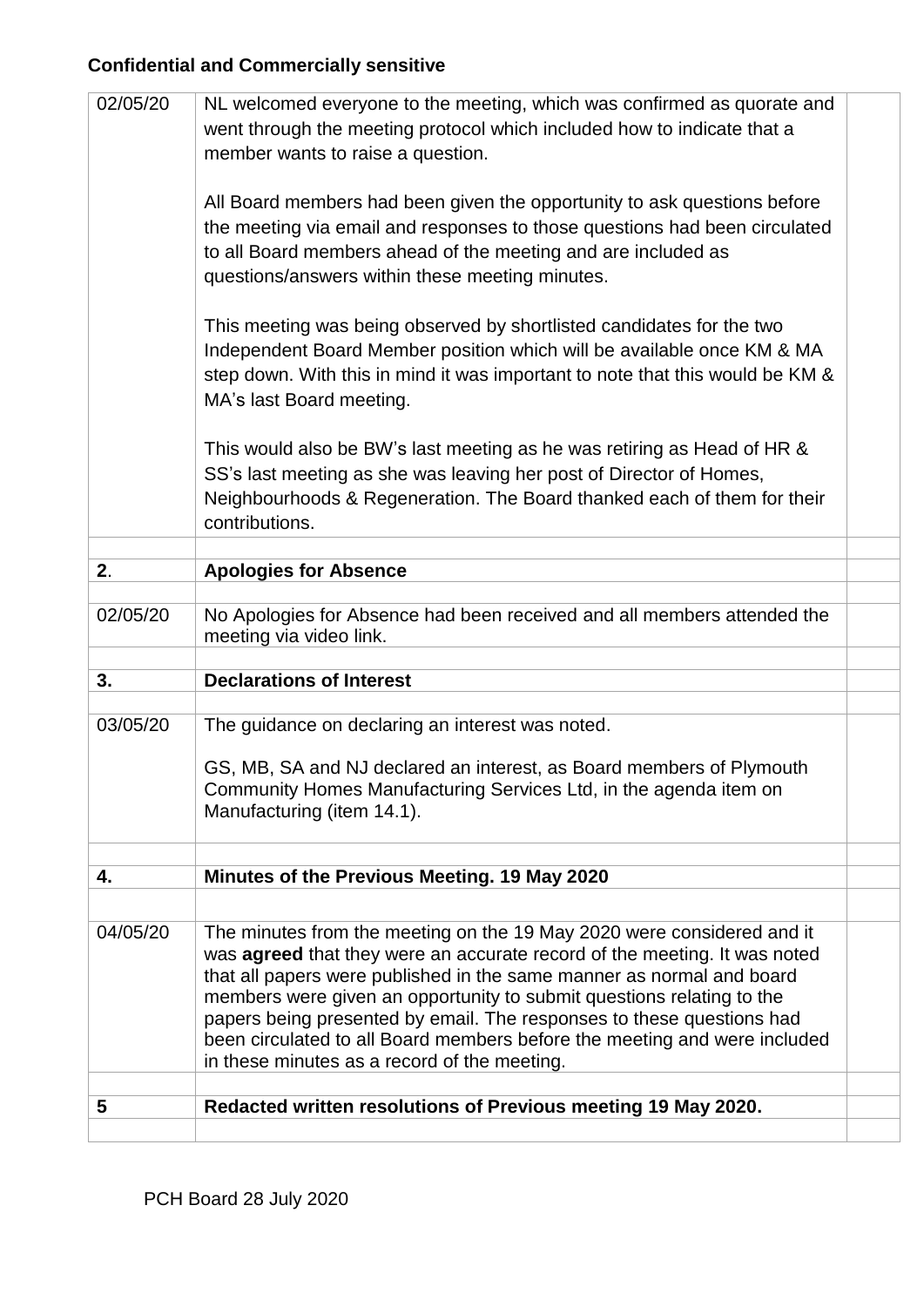**Confidential and Commercially sensitive**

| | | |
|---|---|---|
| 02/05/20 | NL welcomed everyone to the meeting, which was confirmed as quorate and went through the meeting protocol which included how to indicate that a member wants to raise a question.<br><br>All Board members had been given the opportunity to ask questions before the meeting via email and responses to those questions had been circulated to all Board members ahead of the meeting and are included as questions/answers within these meeting minutes.<br><br>This meeting was being observed by shortlisted candidates for the two Independent Board Member position which will be available once KM & MA step down. With this in mind it was important to note that this would be KM & MA's last Board meeting.<br><br>This would also be BW's last meeting as he was retiring as Head of HR & SS's last meeting as she was leaving her post of Director of Homes, Neighbourhoods & Regeneration. The Board thanked each of them for their contributions. | |
| | | |
| **2**. | **Apologies for Absence** | |
| | | |
| 02/05/20 | No Apologies for Absence had been received and all members attended the meeting via video link. | |
| | | |
| **3.** | **Declarations of Interest** | |
| | | |
| 03/05/20 | The guidance on declaring an interest was noted.<br><br>GS, MB, SA and NJ declared an interest, as Board members of Plymouth Community Homes Manufacturing Services Ltd, in the agenda item on Manufacturing (item 14.1). | |
| | | |
| **4.** | **Minutes of the Previous Meeting. 19 May 2020** | |
| | | |
| 04/05/20 | The minutes from the meeting on the 19 May 2020 were considered and it was **agreed** that they were an accurate record of the meeting. It was noted that all papers were published in the same manner as normal and board members were given an opportunity to submit questions relating to the papers being presented by email. The responses to these questions had been circulated to all Board members before the meeting and were included in these minutes as a record of the meeting. | |
| | | |
| **5** | **Redacted written resolutions of Previous meeting 19 May 2020.** | |
| | | |

PCH Board 28 July 2020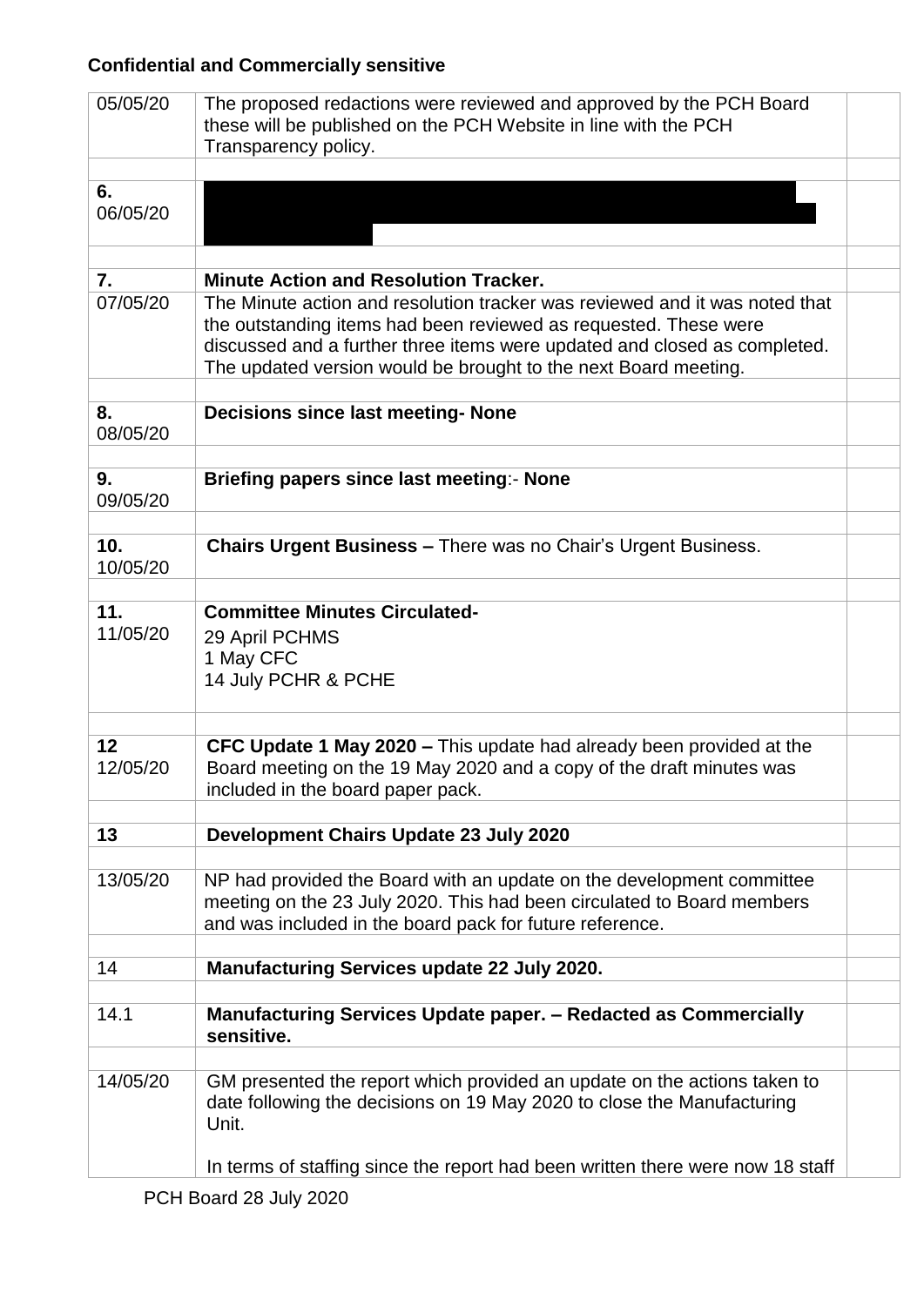**Confidential and Commercially sensitive**

| | | |
|---|---|---|
| 05/05/20 | The proposed redactions were reviewed and approved by the PCH Board these will be published on the PCH Website in line with the PCH Transparency policy. | |
| | | |
| **6.** 06/05/20 | | |
| | | |
| **7.** | **Minute Action and Resolution Tracker.** | |
| 07/05/20 | The Minute action and resolution tracker was reviewed and it was noted that the outstanding items had been reviewed as requested. These were discussed and a further three items were updated and closed as completed. The updated version would be brought to the next Board meeting. | |
| | | |
| **8.** 08/05/20 | **Decisions since last meeting- None** | |
| | | |
| **9.** 09/05/20 | **Briefing papers since last meeting**:- **None** | |
| | | |
| **10.** 10/05/20 | **Chairs Urgent Business –** There was no Chair's Urgent Business. | |
| | | |
| **11.** 11/05/20 | **Committee Minutes Circulated-** 29 April PCHMS 1 May CFC 14 July PCHR & PCHE | |
| | | |
| **12** 12/05/20 | **CFC Update 1 May 2020 –** This update had already been provided at the Board meeting on the 19 May 2020 and a copy of the draft minutes was included in the board paper pack. | |
| | | |
| **13** | **Development Chairs Update 23 July 2020** | |
| | | |
| 13/05/20 | NP had provided the Board with an update on the development committee meeting on the 23 July 2020. This had been circulated to Board members and was included in the board pack for future reference. | |
| | | |
| 14 | **Manufacturing Services update 22 July 2020.** | |
| | | |
| 14.1 | **Manufacturing Services Update paper. – Redacted as Commercially sensitive.** | |
| | | |
| 14/05/20 | GM presented the report which provided an update on the actions taken to date following the decisions on 19 May 2020 to close the Manufacturing Unit.<br><br>In terms of staffing since the report had been written there were now 18 staff | |

PCH Board 28 July 2020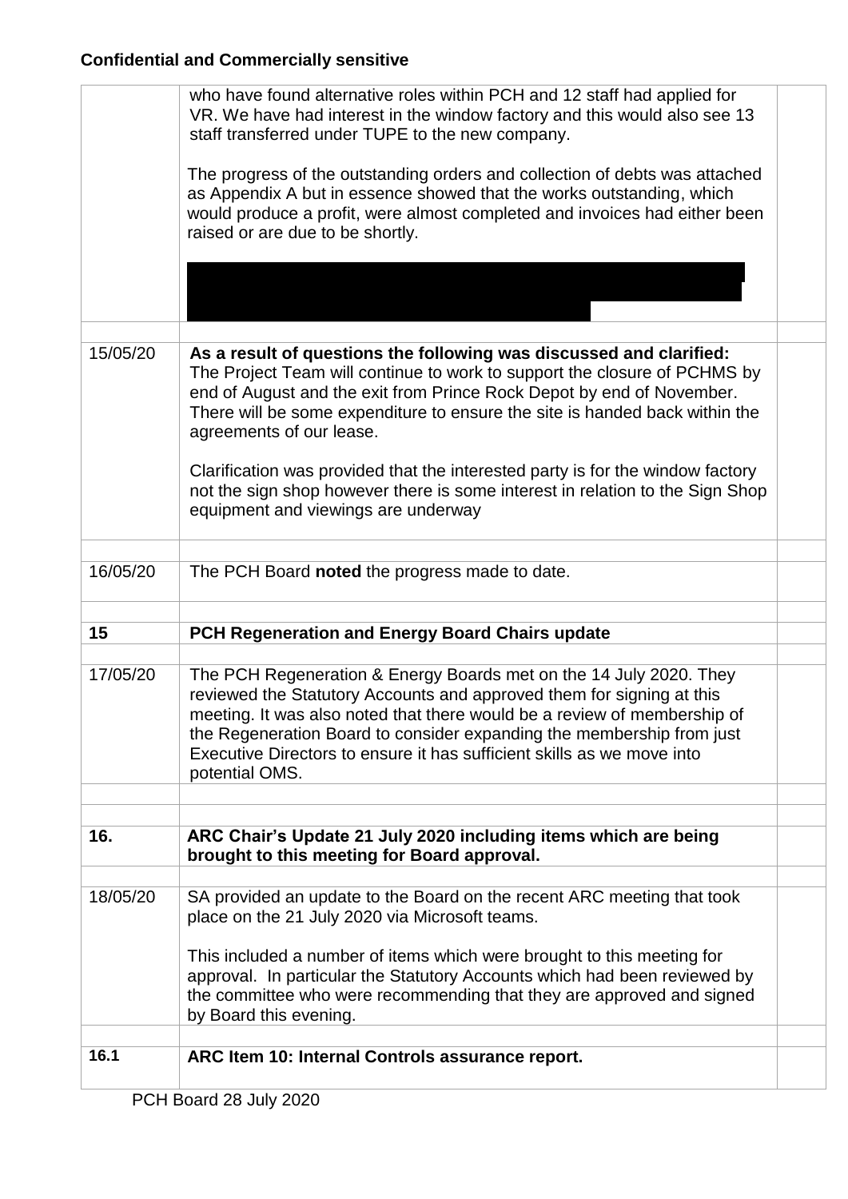**Confidential and Commercially sensitive**

| | | |
|---|---|---|
| | who have found alternative roles within PCH and 12 staff had applied for VR. We have had interest in the window factory and this would also see 13 staff transferred under TUPE to the new company.<br><br>The progress of the outstanding orders and collection of debts was attached as Appendix A but in essence showed that the works outstanding, which would produce a profit, were almost completed and invoices had either been raised or are due to be shortly. | |
| | | |
| 15/05/20 | **As a result of questions the following was discussed and clarified:** The Project Team will continue to work to support the closure of PCHMS by end of August and the exit from Prince Rock Depot by end of November. There will be some expenditure to ensure the site is handed back within the agreements of our lease.<br><br>Clarification was provided that the interested party is for the window factory not the sign shop however there is some interest in relation to the Sign Shop equipment and viewings are underway | |
| | | |
| 16/05/20 | The PCH Board **noted** the progress made to date. | |
| | | |
| **15** | **PCH Regeneration and Energy Board Chairs update** | |
| | | |
| 17/05/20 | The PCH Regeneration & Energy Boards met on the 14 July 2020. They reviewed the Statutory Accounts and approved them for signing at this meeting. It was also noted that there would be a review of membership of the Regeneration Board to consider expanding the membership from just Executive Directors to ensure it has sufficient skills as we move into potential OMS. | |
| | | |
| | | |
| **16.** | **ARC Chair's Update 21 July 2020 including items which are being brought to this meeting for Board approval.** | |
| | | |
| 18/05/20 | SA provided an update to the Board on the recent ARC meeting that took place on the 21 July 2020 via Microsoft teams.<br><br>This included a number of items which were brought to this meeting for approval. In particular the Statutory Accounts which had been reviewed by the committee who were recommending that they are approved and signed by Board this evening. | |
| | | |
| **16.1** | **ARC Item 10: Internal Controls assurance report.** | |

PCH Board 28 July 2020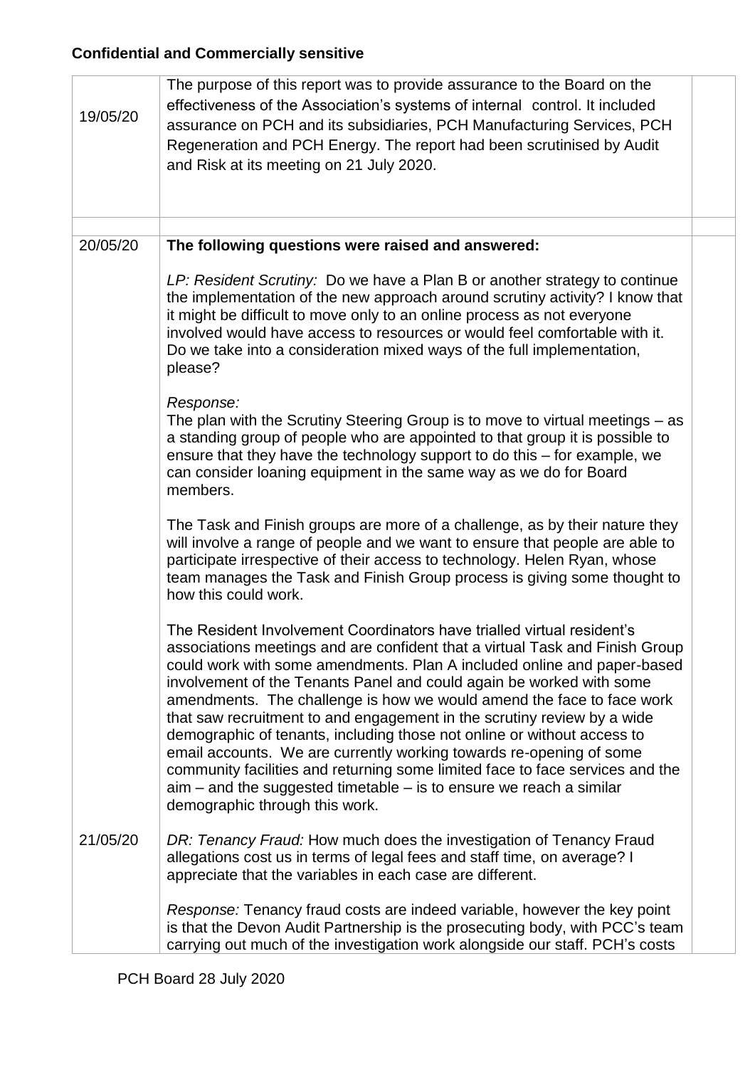**Confidential and Commercially sensitive**

| | | |
|---|---|---|
| 19/05/20 | The purpose of this report was to provide assurance to the Board on the effectiveness of the Association's systems of internal control. It included assurance on PCH and its subsidiaries, PCH Manufacturing Services, PCH Regeneration and PCH Energy. The report had been scrutinised by Audit and Risk at its meeting on 21 July 2020. | |
| | | |
| 20/05/20 | **The following questions were raised and answered:**<br><br>*LP: Resident Scrutiny:* Do we have a Plan B or another strategy to continue the implementation of the new approach around scrutiny activity? I know that it might be difficult to move only to an online process as not everyone involved would have access to resources or would feel comfortable with it. Do we take into a consideration mixed ways of the full implementation, please?<br><br>*Response:*<br>The plan with the Scrutiny Steering Group is to move to virtual meetings – as a standing group of people who are appointed to that group it is possible to ensure that they have the technology support to do this – for example, we can consider loaning equipment in the same way as we do for Board members.<br><br>The Task and Finish groups are more of a challenge, as by their nature they will involve a range of people and we want to ensure that people are able to participate irrespective of their access to technology. Helen Ryan, whose team manages the Task and Finish Group process is giving some thought to how this could work.<br><br>The Resident Involvement Coordinators have trialled virtual resident's associations meetings and are confident that a virtual Task and Finish Group could work with some amendments. Plan A included online and paper-based involvement of the Tenants Panel and could again be worked with some amendments. The challenge is how we would amend the face to face work that saw recruitment to and engagement in the scrutiny review by a wide demographic of tenants, including those not online or without access to email accounts. We are currently working towards re-opening of some community facilities and returning some limited face to face services and the aim – and the suggested timetable – is to ensure we reach a similar demographic through this work. | |
| 21/05/20 | *DR: Tenancy Fraud:* How much does the investigation of Tenancy Fraud allegations cost us in terms of legal fees and staff time, on average? I appreciate that the variables in each case are different.<br><br>*Response:* Tenancy fraud costs are indeed variable, however the key point is that the Devon Audit Partnership is the prosecuting body, with PCC's team carrying out much of the investigation work alongside our staff. PCH's costs | |

PCH Board 28 July 2020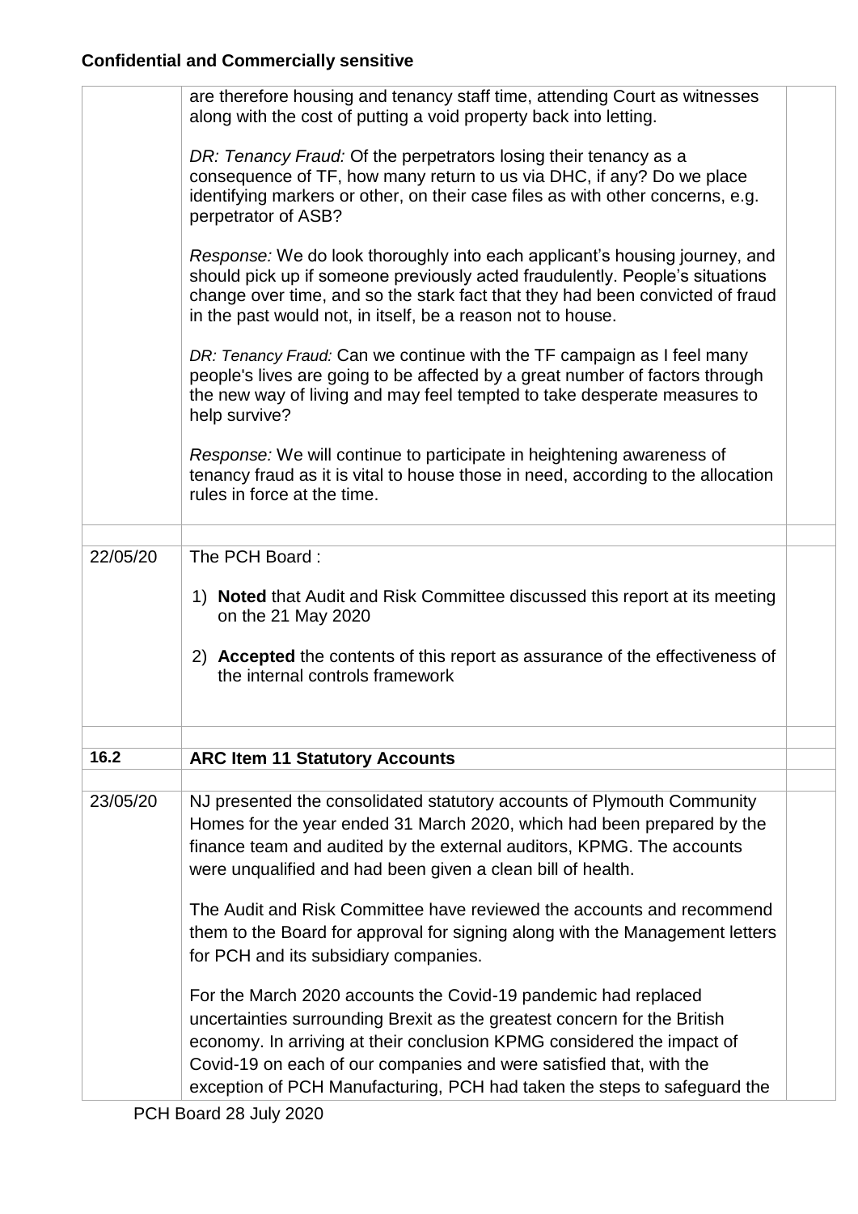**Confidential and Commercially sensitive**

| | | |
|---|---|---|
| | are therefore housing and tenancy staff time, attending Court as witnesses along with the cost of putting a void property back into letting.<br><br>*DR: Tenancy Fraud:* Of the perpetrators losing their tenancy as a consequence of TF, how many return to us via DHC, if any? Do we place identifying markers or other, on their case files as with other concerns, e.g. perpetrator of ASB?<br><br>*Response:* We do look thoroughly into each applicant's housing journey, and should pick up if someone previously acted fraudulently. People's situations change over time, and so the stark fact that they had been convicted of fraud in the past would not, in itself, be a reason not to house.<br><br>*DR: Tenancy Fraud:* Can we continue with the TF campaign as I feel many people's lives are going to be affected by a great number of factors through the new way of living and may feel tempted to take desperate measures to help survive?<br><br>*Response:* We will continue to participate in heightening awareness of tenancy fraud as it is vital to house those in need, according to the allocation rules in force at the time. | |
| | | |
| 22/05/20 | The PCH Board :<br><br>1) **Noted** that Audit and Risk Committee discussed this report at its meeting on the 21 May 2020<br><br>2) **Accepted** the contents of this report as assurance of the effectiveness of the internal controls framework | |
| | | |
| **16.2** | **ARC Item 11 Statutory Accounts** | |
| | | |
| 23/05/20 | NJ presented the consolidated statutory accounts of Plymouth Community Homes for the year ended 31 March 2020, which had been prepared by the finance team and audited by the external auditors, KPMG. The accounts were unqualified and had been given a clean bill of health.<br><br>The Audit and Risk Committee have reviewed the accounts and recommend them to the Board for approval for signing along with the Management letters for PCH and its subsidiary companies.<br><br>For the March 2020 accounts the Covid-19 pandemic had replaced uncertainties surrounding Brexit as the greatest concern for the British economy. In arriving at their conclusion KPMG considered the impact of Covid-19 on each of our companies and were satisfied that, with the exception of PCH Manufacturing, PCH had taken the steps to safeguard the | |

PCH Board 28 July 2020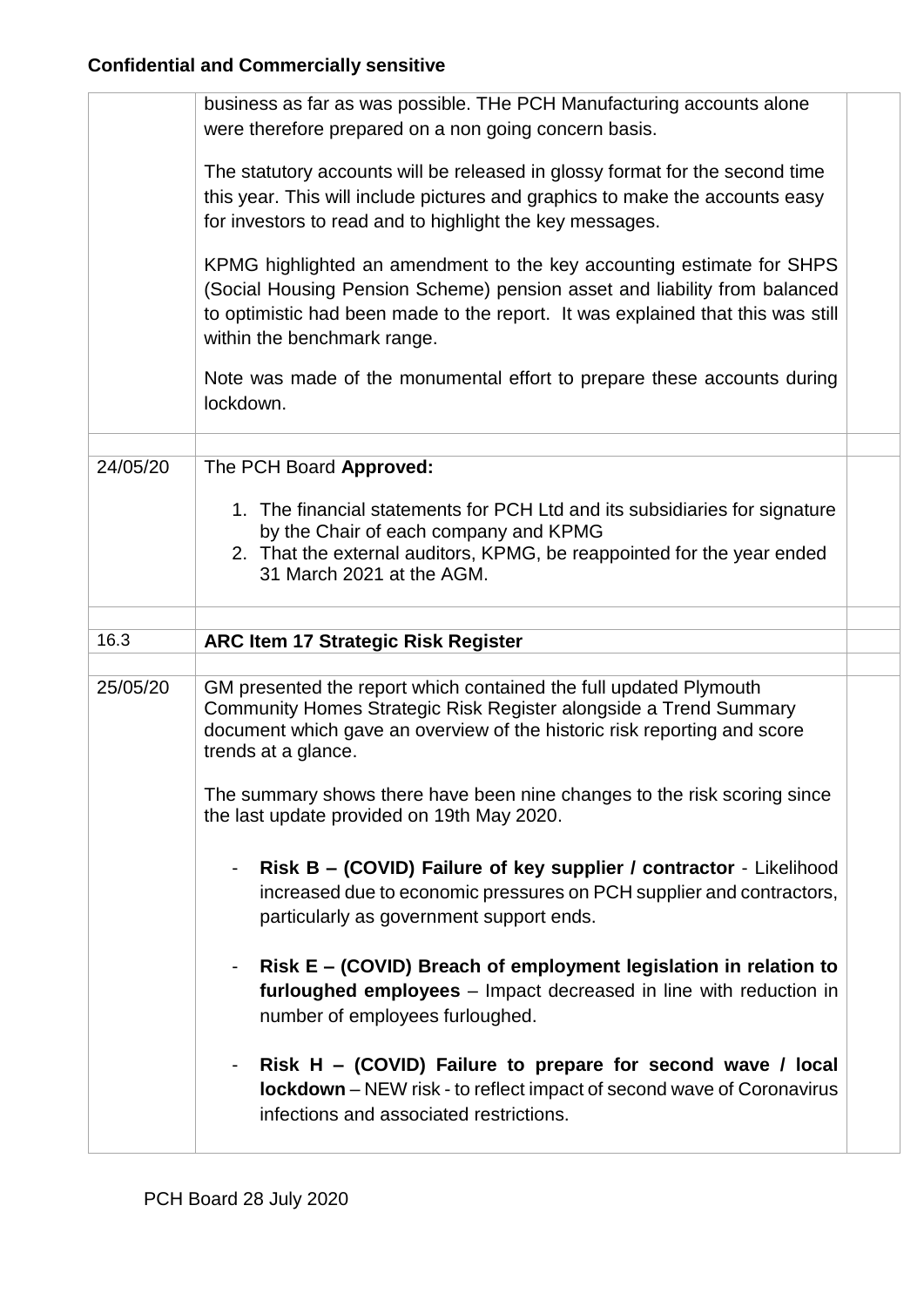**Confidential and Commercially sensitive**

| | | |
|---|---|---|
| | business as far as was possible. THe PCH Manufacturing accounts alone were therefore prepared on a non going concern basis.<br><br>The statutory accounts will be released in glossy format for the second time this year. This will include pictures and graphics to make the accounts easy for investors to read and to highlight the key messages.<br><br>KPMG highlighted an amendment to the key accounting estimate for SHPS (Social Housing Pension Scheme) pension asset and liability from balanced to optimistic had been made to the report. It was explained that this was still within the benchmark range.<br><br>Note was made of the monumental effort to prepare these accounts during lockdown. | |
| | | |
| 24/05/20 | The PCH Board **Approved:**<br><br>1. The financial statements for PCH Ltd and its subsidiaries for signature by the Chair of each company and KPMG<br>2. That the external auditors, KPMG, be reappointed for the year ended 31 March 2021 at the AGM. | |
| | | |
| 16.3 | **ARC Item 17 Strategic Risk Register** | |
| | | |
| 25/05/20 | GM presented the report which contained the full updated Plymouth Community Homes Strategic Risk Register alongside a Trend Summary document which gave an overview of the historic risk reporting and score trends at a glance.<br><br>The summary shows there have been nine changes to the risk scoring since the last update provided on 19th May 2020.<br><br>- **Risk B – (COVID) Failure of key supplier / contractor** - Likelihood increased due to economic pressures on PCH supplier and contractors, particularly as government support ends.<br><br>- **Risk E – (COVID) Breach of employment legislation in relation to furloughed employees** – Impact decreased in line with reduction in number of employees furloughed.<br><br>- **Risk H – (COVID) Failure to prepare for second wave / local lockdown** – NEW risk - to reflect impact of second wave of Coronavirus infections and associated restrictions. | |

PCH Board 28 July 2020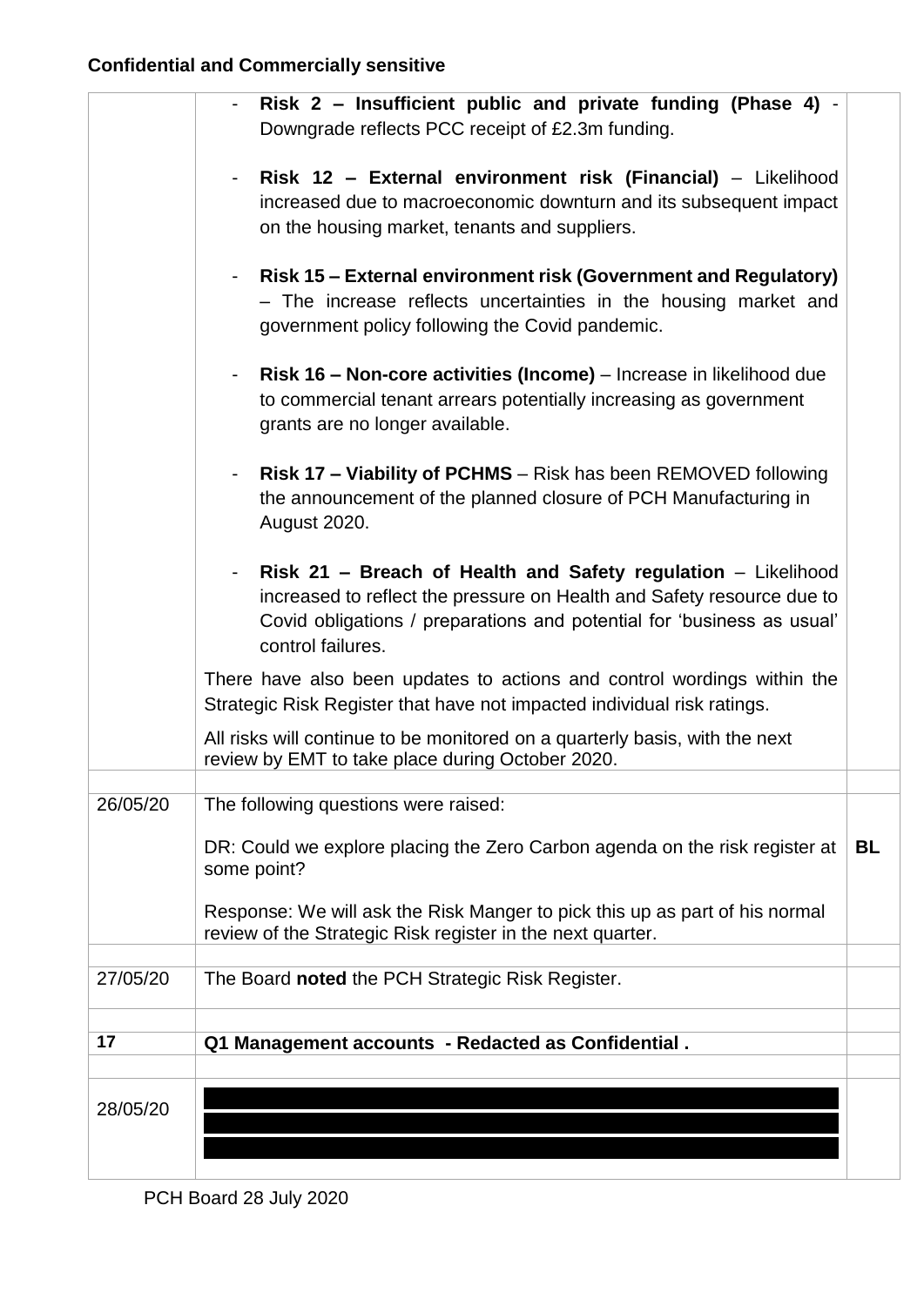**Confidential and Commercially sensitive**

| | | |
|---|---|---|
| | - **Risk 2 – Insufficient public and private funding (Phase 4)** - Downgrade reflects PCC receipt of £2.3m funding.<br><br>- **Risk 12 – External environment risk (Financial)** – Likelihood increased due to macroeconomic downturn and its subsequent impact on the housing market, tenants and suppliers.<br><br>- **Risk 15 – External environment risk (Government and Regulatory)** – The increase reflects uncertainties in the housing market and government policy following the Covid pandemic.<br><br>- **Risk 16 – Non-core activities (Income)** – Increase in likelihood due to commercial tenant arrears potentially increasing as government grants are no longer available.<br><br>- **Risk 17 – Viability of PCHMS** – Risk has been REMOVED following the announcement of the planned closure of PCH Manufacturing in August 2020.<br><br>- **Risk 21 – Breach of Health and Safety regulation** – Likelihood increased to reflect the pressure on Health and Safety resource due to Covid obligations / preparations and potential for 'business as usual' control failures.<br><br>There have also been updates to actions and control wordings within the Strategic Risk Register that have not impacted individual risk ratings.<br><br>All risks will continue to be monitored on a quarterly basis, with the next review by EMT to take place during October 2020. | |
| | | |
| 26/05/20 | The following questions were raised:<br><br>DR: Could we explore placing the Zero Carbon agenda on the risk register at some point?<br><br>Response: We will ask the Risk Manger to pick this up as part of his normal review of the Strategic Risk register in the next quarter. | **BL** |
| | | |
| 27/05/20 | The Board **noted** the PCH Strategic Risk Register. | |
| | | |
| **17** | **Q1 Management accounts - Redacted as Confidential .** | |
| | | |
| 28/05/20 | [Redacted] | |

PCH Board 28 July 2020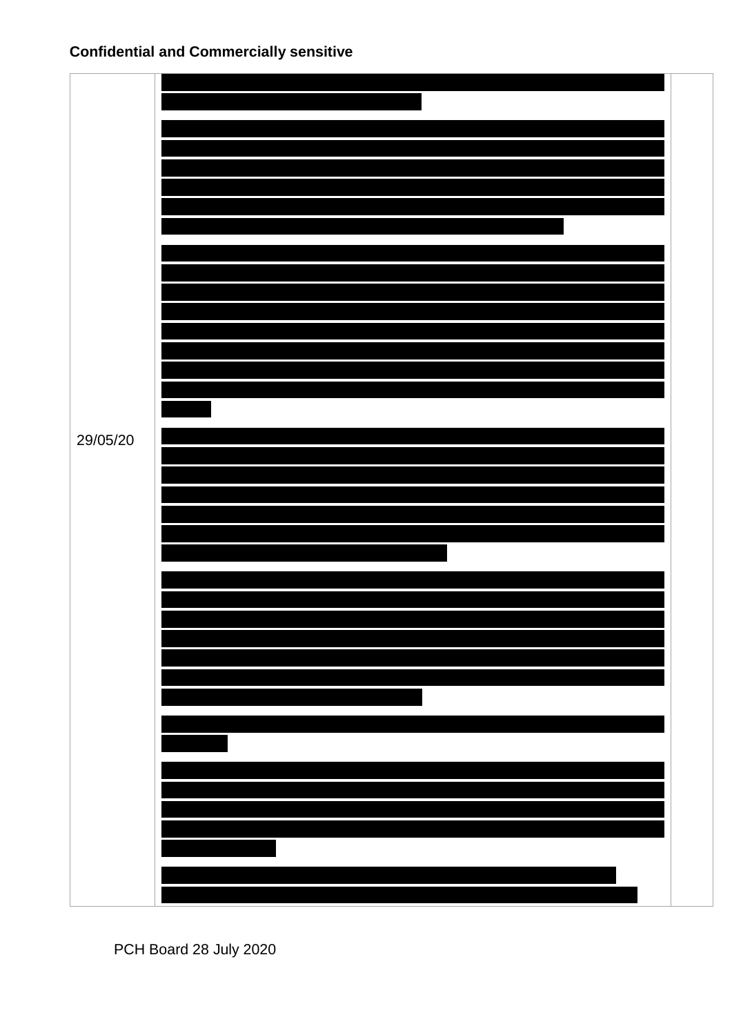**Confidential and Commercially sensitive**

| | | |
|---|---|---|
| 29/05/20 | | |

PCH Board 28 July 2020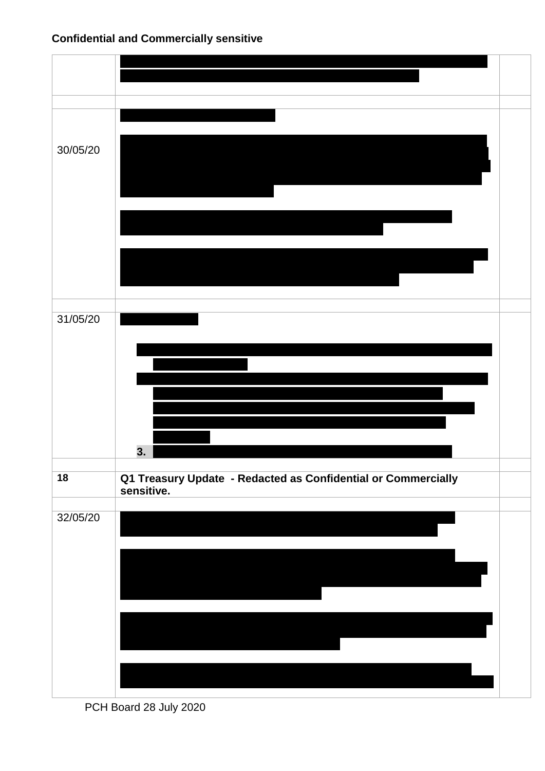**Confidential and Commercially sensitive**

| | | |
|---|---|---|
| | | |
| | | |
| 30/05/20 | | |
| | | |
| 31/05/20 | 3. | |
| | | |
| **18** | **Q1 Treasury Update - Redacted as Confidential or Commercially sensitive.** | |
| | | |
| 32/05/20 | | |

PCH Board 28 July 2020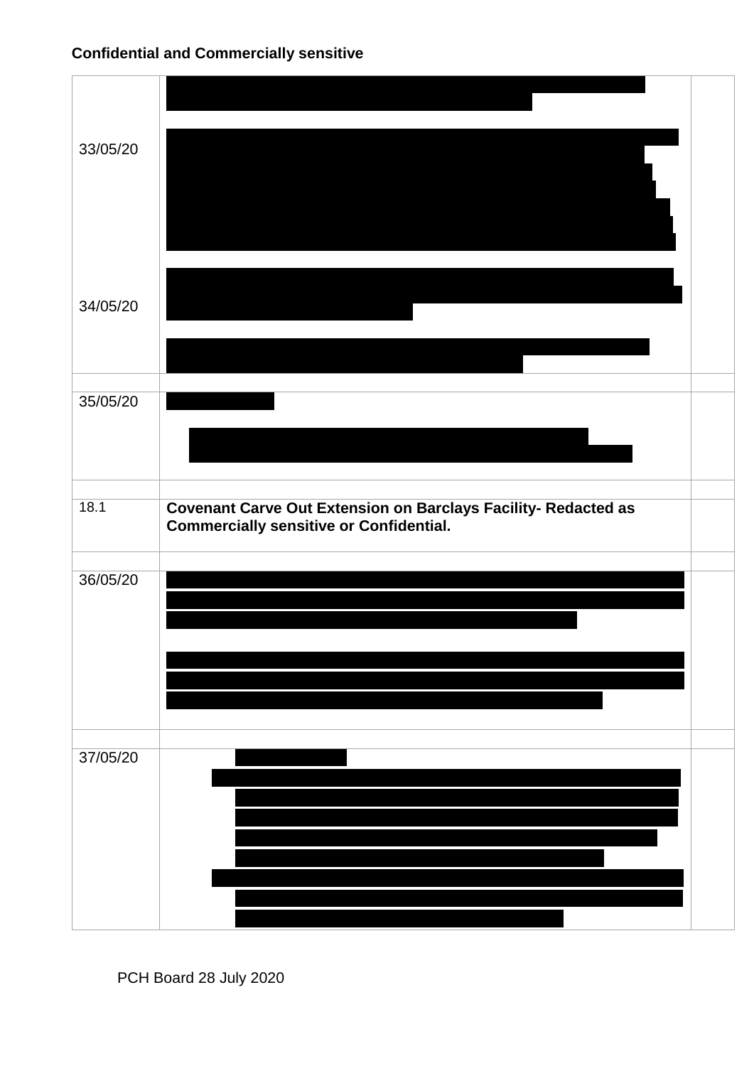**Confidential and Commercially sensitive**

| | | |
|---|---|---|
| 33/05/20 | | |
| 34/05/20 | | |
| | | |
| 35/05/20 | | |
| | | |
| 18.1 | **Covenant Carve Out Extension on Barclays Facility- Redacted as Commercially sensitive or Confidential.** | |
| | | |
| 36/05/20 | | |
| | | |
| 37/05/20 | | |

PCH Board 28 July 2020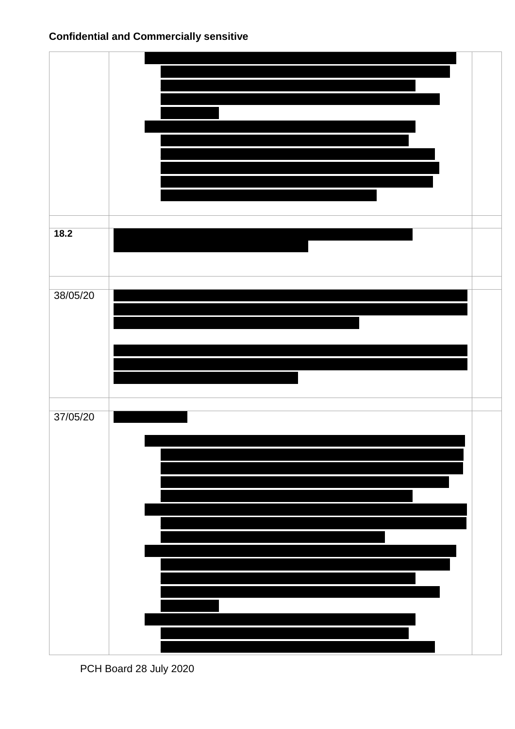**Confidential and Commercially sensitive**

| | | |
|---|---|---|
| | | |
| | | |
| **18.2** | | |
| | | |
| 38/05/20 | | |
| | | |
| 37/05/20 | | |

PCH Board 28 July 2020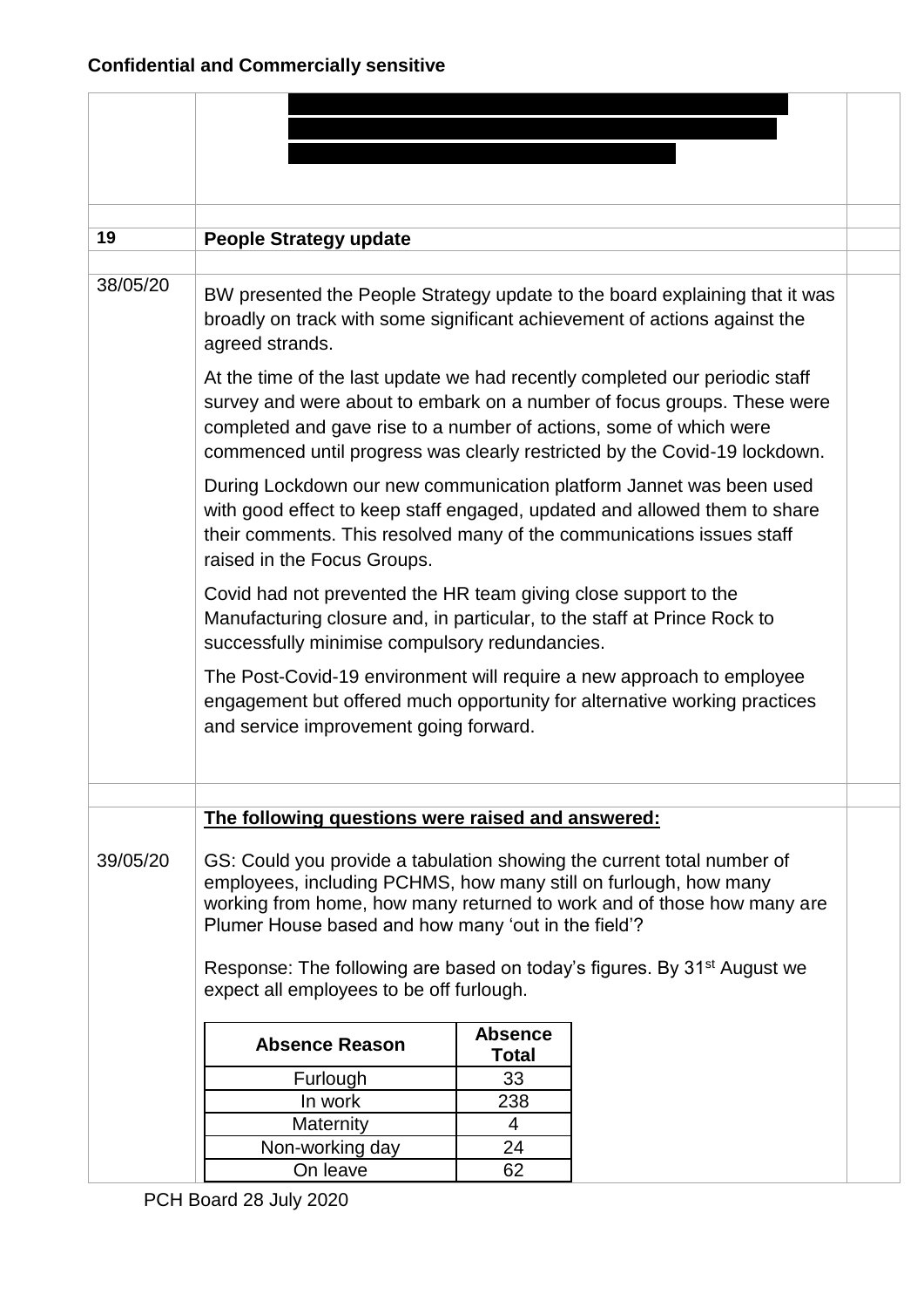**Confidential and Commercially sensitive**

| | | |
|---|---|---|
| | [redacted] | |
| **19** | **People Strategy update** | |
| 38/05/20 | BW presented the People Strategy update to the board explaining that it was broadly on track with some significant achievement of actions against the agreed strands.<br><br>At the time of the last update we had recently completed our periodic staff survey and were about to embark on a number of focus groups. These were completed and gave rise to a number of actions, some of which were commenced until progress was clearly restricted by the Covid-19 lockdown.<br><br>During Lockdown our new communication platform Jannet was been used with good effect to keep staff engaged, updated and allowed them to share their comments. This resolved many of the communications issues staff raised in the Focus Groups.<br><br>Covid had not prevented the HR team giving close support to the Manufacturing closure and, in particular, to the staff at Prince Rock to successfully minimise compulsory redundancies.<br><br>The Post-Covid-19 environment will require a new approach to employee engagement but offered much opportunity for alternative working practices and service improvement going forward. | |
| 39/05/20 | **The following questions were raised and answered:**<br><br>GS: Could you provide a tabulation showing the current total number of employees, including PCHMS, how many still on furlough, how many working from home, how many returned to work and of those how many are Plumer House based and how many 'out in the field'?<br><br>Response: The following are based on today's figures. By 31st August we expect all employees to be off furlough. | |

| Absence Reason | Absence Total |
|---|---|
| Furlough | 33 |
| In work | 238 |
| Maternity | 4 |
| Non-working day | 24 |
| On leave | 62 |

PCH Board 28 July 2020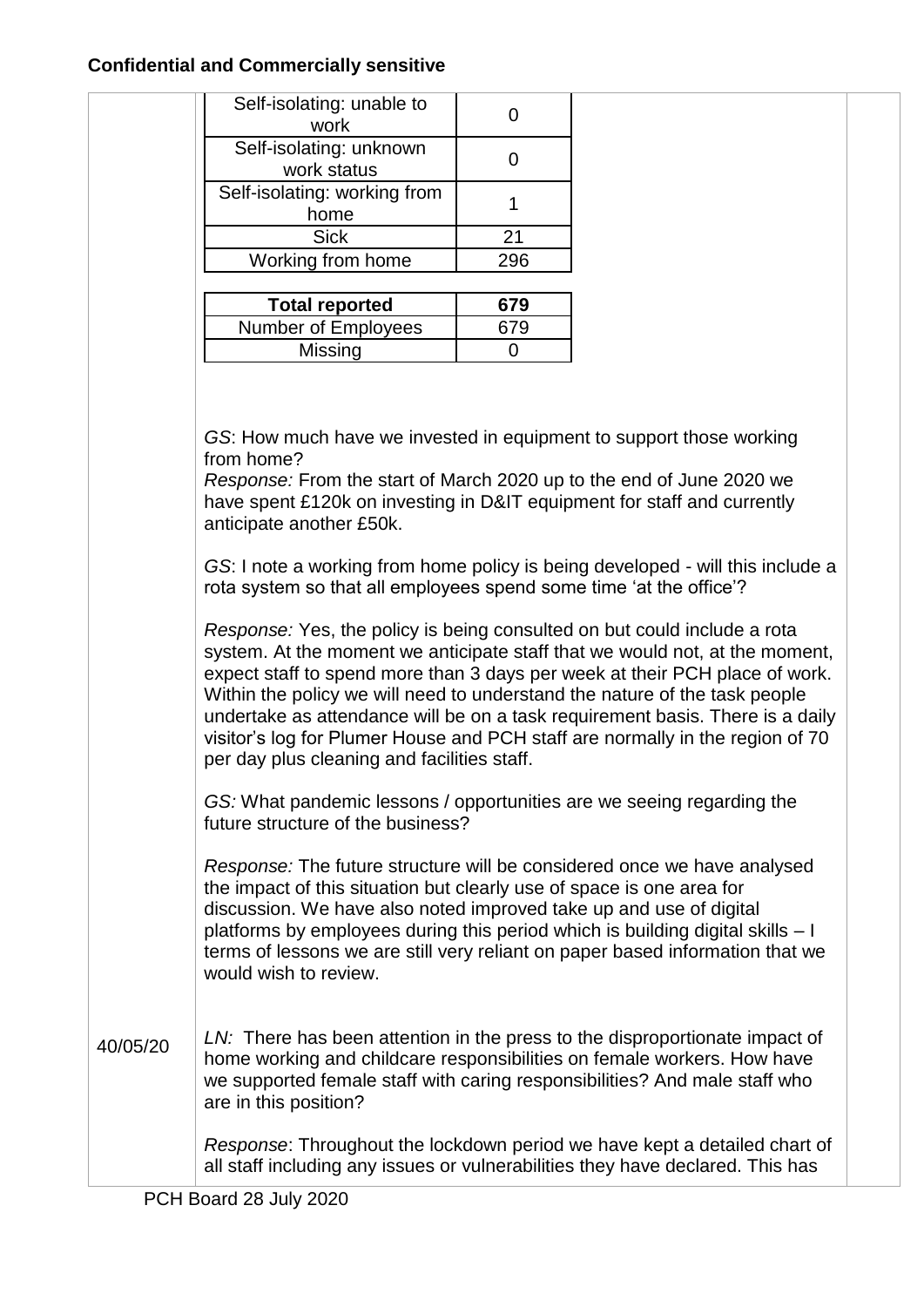**Confidential and Commercially sensitive**

| | |
|---|---|
| Self-isolating: unable to work | 0 |
| Self-isolating: unknown work status | 0 |
| Self-isolating: working from home | 1 |
| Sick | 21 |
| Working from home | 296 |

| | |
|---|---|
| **Total reported** | **679** |
| Number of Employees | 679 |
| Missing | 0 |

*GS*: How much have we invested in equipment to support those working from home?
*Response:* From the start of March 2020 up to the end of June 2020 we have spent £120k on investing in D&IT equipment for staff and currently anticipate another £50k.

*GS*: I note a working from home policy is being developed - will this include a rota system so that all employees spend some time 'at the office'?

*Response:* Yes, the policy is being consulted on but could include a rota system. At the moment we anticipate staff that we would not, at the moment, expect staff to spend more than 3 days per week at their PCH place of work. Within the policy we will need to understand the nature of the task people undertake as attendance will be on a task requirement basis. There is a daily visitor's log for Plumer House and PCH staff are normally in the region of 70 per day plus cleaning and facilities staff.

*GS:* What pandemic lessons / opportunities are we seeing regarding the future structure of the business?

*Response:* The future structure will be considered once we have analysed the impact of this situation but clearly use of space is one area for discussion. We have also noted improved take up and use of digital platforms by employees during this period which is building digital skills – I terms of lessons we are still very reliant on paper based information that we would wish to review.

40/05/20

*LN:* There has been attention in the press to the disproportionate impact of home working and childcare responsibilities on female workers. How have we supported female staff with caring responsibilities? And male staff who are in this position?

*Response*: Throughout the lockdown period we have kept a detailed chart of all staff including any issues or vulnerabilities they have declared. This has

PCH Board 28 July 2020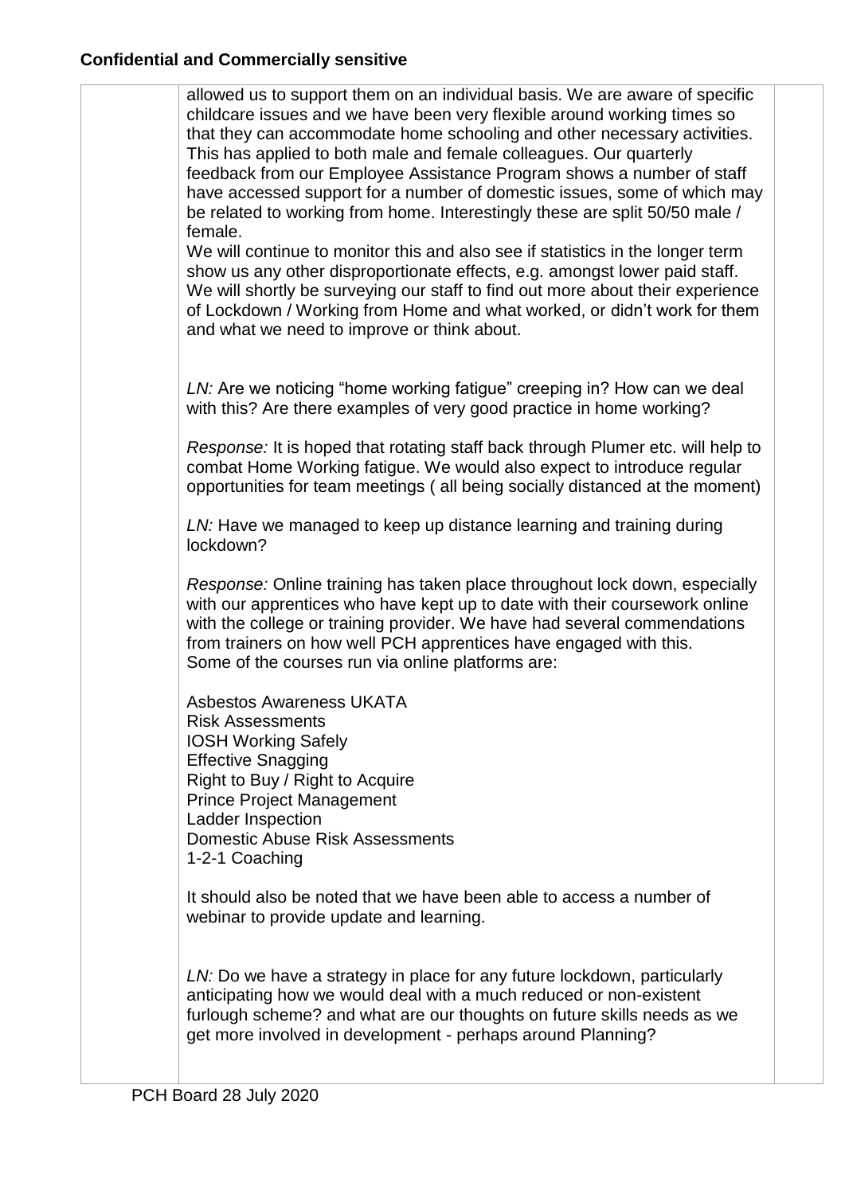allowed us to support them on an individual basis. We are aware of specific childcare issues and we have been very flexible around working times so that they can accommodate home schooling and other necessary activities. This has applied to both male and female colleagues. Our quarterly feedback from our Employee Assistance Program shows a number of staff have accessed support for a number of domestic issues, some of which may be related to working from home. Interestingly these are split 50/50 male / female.
We will continue to monitor this and also see if statistics in the longer term show us any other disproportionate effects, e.g. amongst lower paid staff. We will shortly be surveying our staff to find out more about their experience of Lockdown / Working from Home and what worked, or didn't work for them and what we need to improve or think about.

*LN:* Are we noticing "home working fatigue" creeping in? How can we deal with this? Are there examples of very good practice in home working?

*Response:* It is hoped that rotating staff back through Plumer etc. will help to combat Home Working fatigue. We would also expect to introduce regular opportunities for team meetings ( all being socially distanced at the moment)

*LN:* Have we managed to keep up distance learning and training during lockdown?

*Response:* Online training has taken place throughout lock down, especially with our apprentices who have kept up to date with their coursework online with the college or training provider. We have had several commendations from trainers on how well PCH apprentices have engaged with this.
Some of the courses run via online platforms are:

Asbestos Awareness UKATA
Risk Assessments
IOSH Working Safely
Effective Snagging
Right to Buy / Right to Acquire
Prince Project Management
Ladder Inspection
Domestic Abuse Risk Assessments
1-2-1 Coaching

It should also be noted that we have been able to access a number of webinar to provide update and learning.

*LN:* Do we have a strategy in place for any future lockdown, particularly anticipating how we would deal with a much reduced or non-existent furlough scheme? and what are our thoughts on future skills needs as we get more involved in development - perhaps around Planning?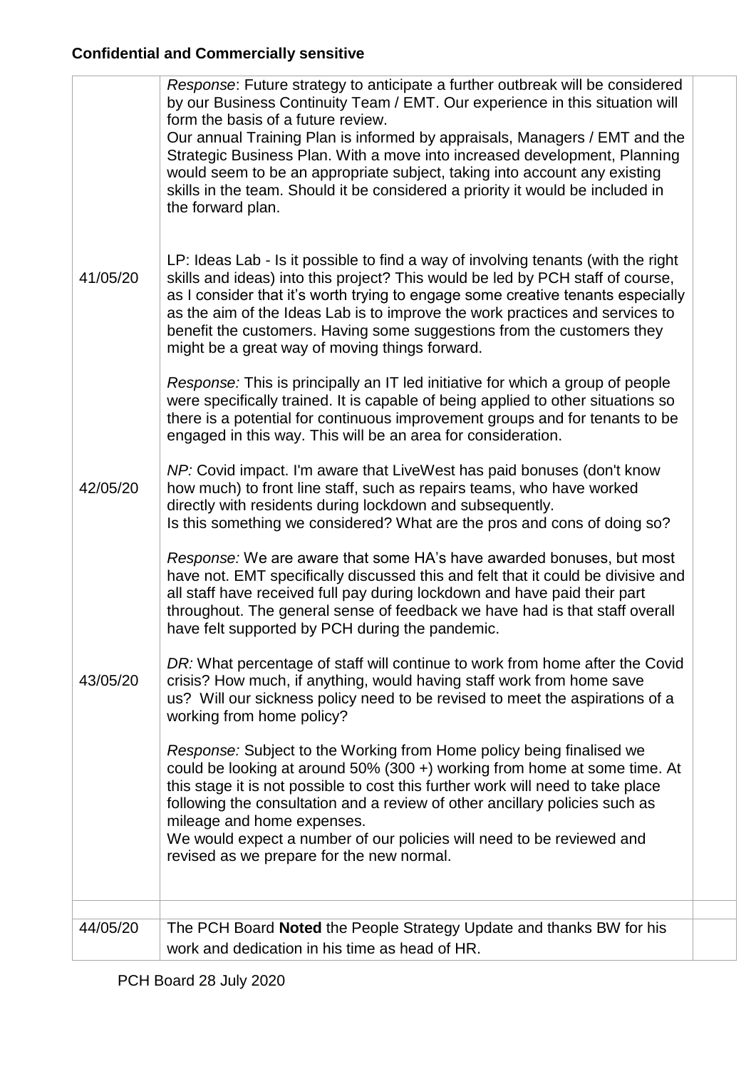**Confidential and Commercially sensitive**

| | | |
|---|---|---|
| | *Response*: Future strategy to anticipate a further outbreak will be considered by our Business Continuity Team / EMT. Our experience in this situation will form the basis of a future review.<br>Our annual Training Plan is informed by appraisals, Managers / EMT and the Strategic Business Plan. With a move into increased development, Planning would seem to be an appropriate subject, taking into account any existing skills in the team. Should it be considered a priority it would be included in the forward plan. | |
| 41/05/20 | LP: Ideas Lab - Is it possible to find a way of involving tenants (with the right skills and ideas) into this project? This would be led by PCH staff of course, as I consider that it's worth trying to engage some creative tenants especially as the aim of the Ideas Lab is to improve the work practices and services to benefit the customers. Having some suggestions from the customers they might be a great way of moving things forward.<br><br>*Response:* This is principally an IT led initiative for which a group of people were specifically trained. It is capable of being applied to other situations so there is a potential for continuous improvement groups and for tenants to be engaged in this way. This will be an area for consideration. | |
| 42/05/20 | *NP:* Covid impact. I'm aware that LiveWest has paid bonuses (don't know how much) to front line staff, such as repairs teams, who have worked directly with residents during lockdown and subsequently.<br>Is this something we considered? What are the pros and cons of doing so?<br><br>*Response:* We are aware that some HA's have awarded bonuses, but most have not. EMT specifically discussed this and felt that it could be divisive and all staff have received full pay during lockdown and have paid their part throughout. The general sense of feedback we have had is that staff overall have felt supported by PCH during the pandemic. | |
| 43/05/20 | *DR:* What percentage of staff will continue to work from home after the Covid crisis? How much, if anything, would having staff work from home save us? Will our sickness policy need to be revised to meet the aspirations of a working from home policy?<br><br>*Response:* Subject to the Working from Home policy being finalised we could be looking at around 50% (300 +) working from home at some time. At this stage it is not possible to cost this further work will need to take place following the consultation and a review of other ancillary policies such as mileage and home expenses.<br>We would expect a number of our policies will need to be reviewed and revised as we prepare for the new normal. | |
| | | |
| 44/05/20 | The PCH Board **Noted** the People Strategy Update and thanks BW for his work and dedication in his time as head of HR. | |

PCH Board 28 July 2020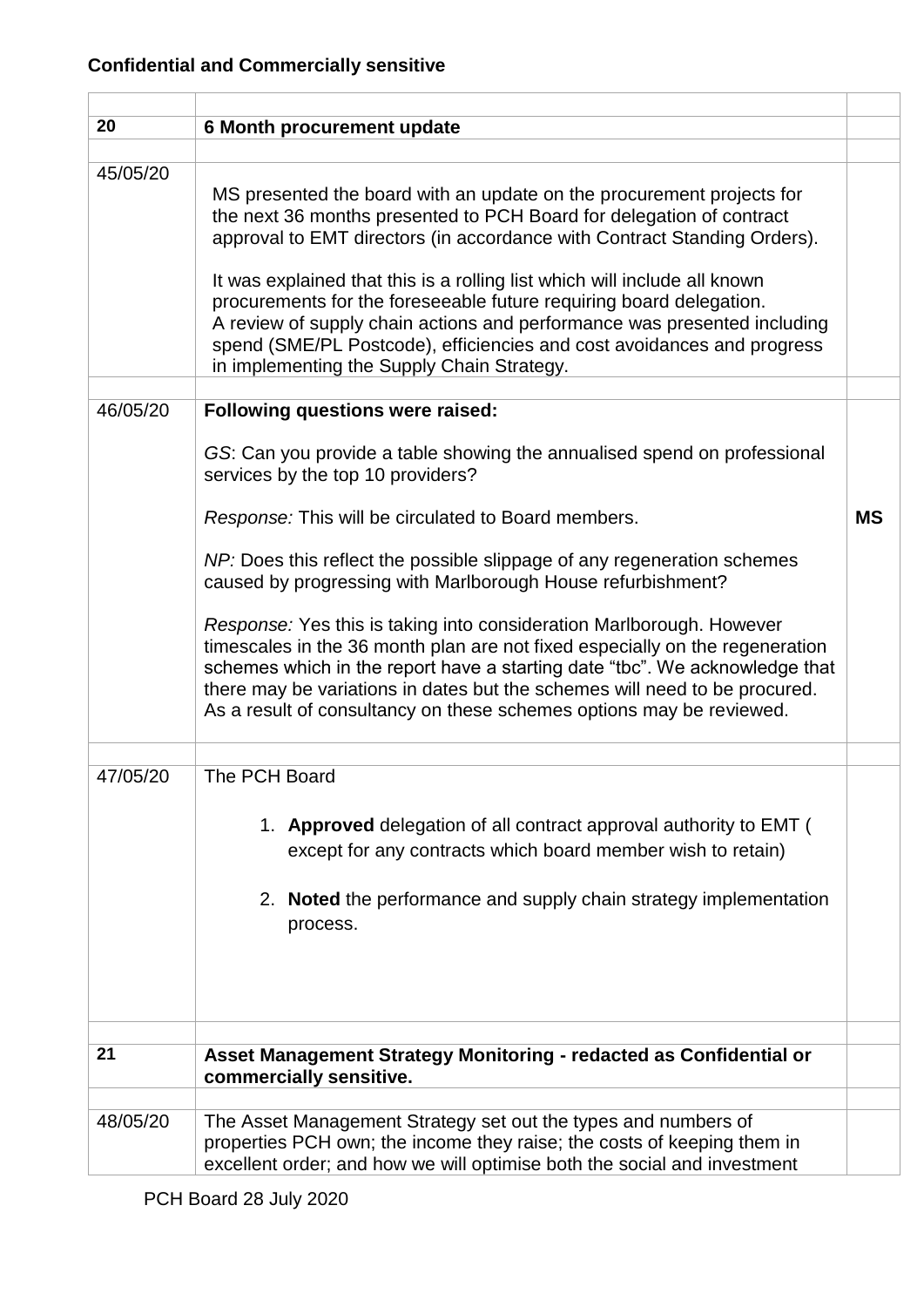**Confidential and Commercially sensitive**

| | | |
|---|---|---|
| **20** | **6 Month procurement update** | |
| 45/05/20 | MS presented the board with an update on the procurement projects for the next 36 months presented to PCH Board for delegation of contract approval to EMT directors (in accordance with Contract Standing Orders).<br><br>It was explained that this is a rolling list which will include all known procurements for the foreseeable future requiring board delegation. A review of supply chain actions and performance was presented including spend (SME/PL Postcode), efficiencies and cost avoidances and progress in implementing the Supply Chain Strategy. | |
| 46/05/20 | **Following questions were raised:**<br><br>*GS*: Can you provide a table showing the annualised spend on professional services by the top 10 providers?<br><br>*Response:* This will be circulated to Board members.<br><br>*NP:* Does this reflect the possible slippage of any regeneration schemes caused by progressing with Marlborough House refurbishment?<br><br>*Response:* Yes this is taking into consideration Marlborough. However timescales in the 36 month plan are not fixed especially on the regeneration schemes which in the report have a starting date "tbc". We acknowledge that there may be variations in dates but the schemes will need to be procured. As a result of consultancy on these schemes options may be reviewed. | **MS** |
| 47/05/20 | The PCH Board<br><br>1. **Approved** delegation of all contract approval authority to EMT ( except for any contracts which board member wish to retain)<br><br>2. **Noted** the performance and supply chain strategy implementation process. | |
| **21** | **Asset Management Strategy Monitoring - redacted as Confidential or commercially sensitive.** | |
| 48/05/20 | The Asset Management Strategy set out the types and numbers of properties PCH own; the income they raise; the costs of keeping them in excellent order; and how we will optimise both the social and investment | |

PCH Board 28 July 2020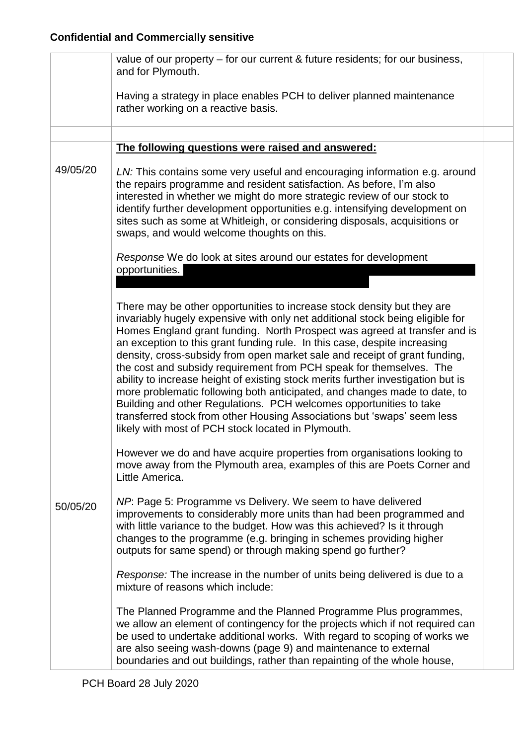**Confidential and Commercially sensitive**

| | | |
|---|---|---|
| | value of our property – for our current & future residents; for our business, and for Plymouth.<br><br>Having a strategy in place enables PCH to deliver planned maintenance rather working on a reactive basis. | |
| | | |
| 49/05/20 | **The following questions were raised and answered:**<br><br>*LN:* This contains some very useful and encouraging information e.g. around the repairs programme and resident satisfaction. As before, I'm also interested in whether we might do more strategic review of our stock to identify further development opportunities e.g. intensifying development on sites such as some at Whitleigh, or considering disposals, acquisitions or swaps, and would welcome thoughts on this.<br><br>*Response* We do look at sites around our estates for development opportunities.<br><br>There may be other opportunities to increase stock density but they are invariably hugely expensive with only net additional stock being eligible for Homes England grant funding. North Prospect was agreed at transfer and is an exception to this grant funding rule. In this case, despite increasing density, cross-subsidy from open market sale and receipt of grant funding, the cost and subsidy requirement from PCH speak for themselves. The ability to increase height of existing stock merits further investigation but is more problematic following both anticipated, and changes made to date, to Building and other Regulations. PCH welcomes opportunities to take transferred stock from other Housing Associations but 'swaps' seem less likely with most of PCH stock located in Plymouth.<br><br>However we do and have acquire properties from organisations looking to move away from the Plymouth area, examples of this are Poets Corner and Little America. | |
| 50/05/20 | *NP*: Page 5: Programme vs Delivery. We seem to have delivered improvements to considerably more units than had been programmed and with little variance to the budget. How was this achieved? Is it through changes to the programme (e.g. bringing in schemes providing higher outputs for same spend) or through making spend go further?<br><br>*Response:* The increase in the number of units being delivered is due to a mixture of reasons which include:<br><br>The Planned Programme and the Planned Programme Plus programmes, we allow an element of contingency for the projects which if not required can be used to undertake additional works. With regard to scoping of works we are also seeing wash-downs (page 9) and maintenance to external boundaries and out buildings, rather than repainting of the whole house, | |

PCH Board 28 July 2020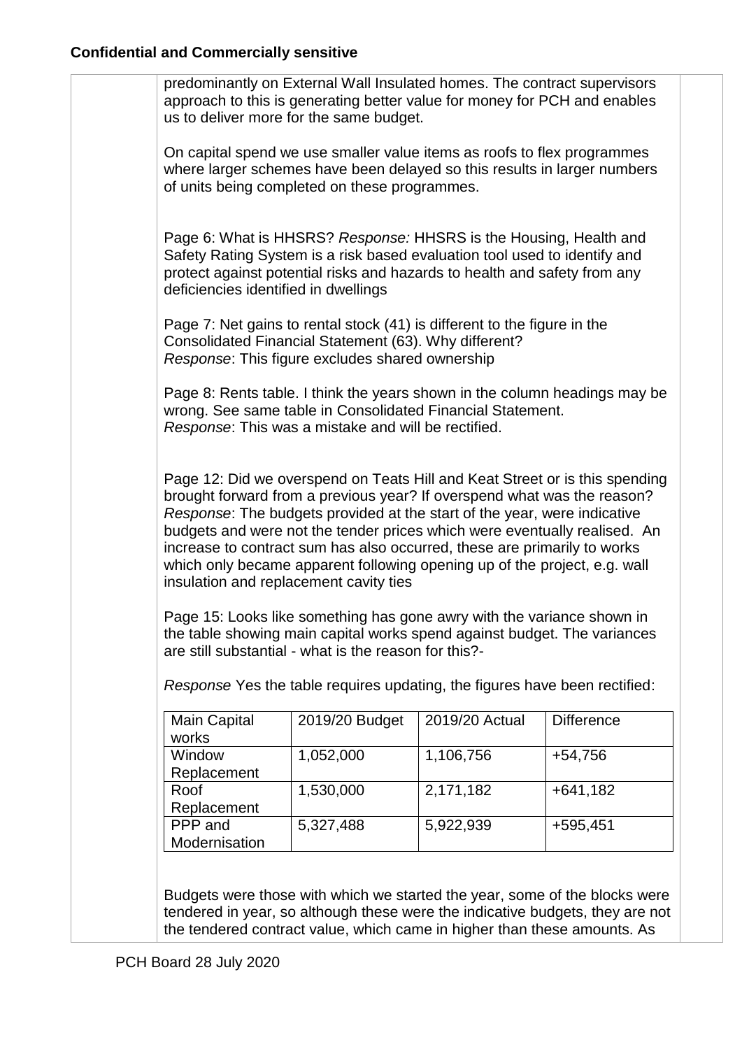**Confidential and Commercially sensitive**

predominantly on External Wall Insulated homes. The contract supervisors approach to this is generating better value for money for PCH and enables us to deliver more for the same budget.

On capital spend we use smaller value items as roofs to flex programmes where larger schemes have been delayed so this results in larger numbers of units being completed on these programmes.

Page 6: What is HHSRS? *Response:* HHSRS is the Housing, Health and Safety Rating System is a risk based evaluation tool used to identify and protect against potential risks and hazards to health and safety from any deficiencies identified in dwellings

Page 7: Net gains to rental stock (41) is different to the figure in the Consolidated Financial Statement (63). Why different?
*Response*: This figure excludes shared ownership

Page 8: Rents table. I think the years shown in the column headings may be wrong. See same table in Consolidated Financial Statement.
*Response*: This was a mistake and will be rectified.

Page 12: Did we overspend on Teats Hill and Keat Street or is this spending brought forward from a previous year? If overspend what was the reason?
*Response*: The budgets provided at the start of the year, were indicative budgets and were not the tender prices which were eventually realised. An increase to contract sum has also occurred, these are primarily to works which only became apparent following opening up of the project, e.g. wall insulation and replacement cavity ties

Page 15: Looks like something has gone awry with the variance shown in the table showing main capital works spend against budget. The variances are still substantial - what is the reason for this?-

*Response* Yes the table requires updating, the figures have been rectified:

| Main Capital works | 2019/20 Budget | 2019/20 Actual | Difference |
|---|---|---|---|
| Window Replacement | 1,052,000 | 1,106,756 | +54,756 |
| Roof Replacement | 1,530,000 | 2,171,182 | +641,182 |
| PPP and Modernisation | 5,327,488 | 5,922,939 | +595,451 |

Budgets were those with which we started the year, some of the blocks were tendered in year, so although these were the indicative budgets, they are not the tendered contract value, which came in higher than these amounts. As

PCH Board 28 July 2020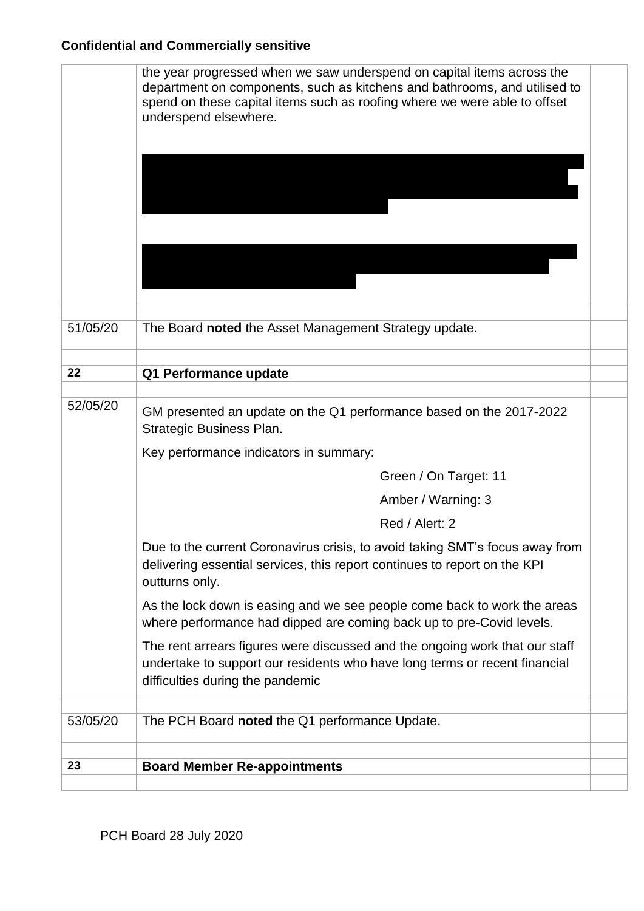**Confidential and Commercially sensitive**

| | | |
|---|---|---|
| | the year progressed when we saw underspend on capital items across the department on components, such as kitchens and bathrooms, and utilised to spend on these capital items such as roofing where we were able to offset underspend elsewhere. | |
| | | |
| 51/05/20 | The Board **noted** the Asset Management Strategy update. | |
| | | |
| **22** | **Q1 Performance update** | |
| | | |
| 52/05/20 | GM presented an update on the Q1 performance based on the 2017-2022 Strategic Business Plan.<br><br>Key performance indicators in summary:<br><br>Green / On Target: 11<br>Amber / Warning: 3<br>Red / Alert: 2<br><br>Due to the current Coronavirus crisis, to avoid taking SMT's focus away from delivering essential services, this report continues to report on the KPI outturns only.<br><br>As the lock down is easing and we see people come back to work the areas where performance had dipped are coming back up to pre-Covid levels.<br><br>The rent arrears figures were discussed and the ongoing work that our staff undertake to support our residents who have long terms or recent financial difficulties during the pandemic | |
| | | |
| 53/05/20 | The PCH Board **noted** the Q1 performance Update. | |
| | | |
| **23** | **Board Member Re-appointments** | |
| | | |

PCH Board 28 July 2020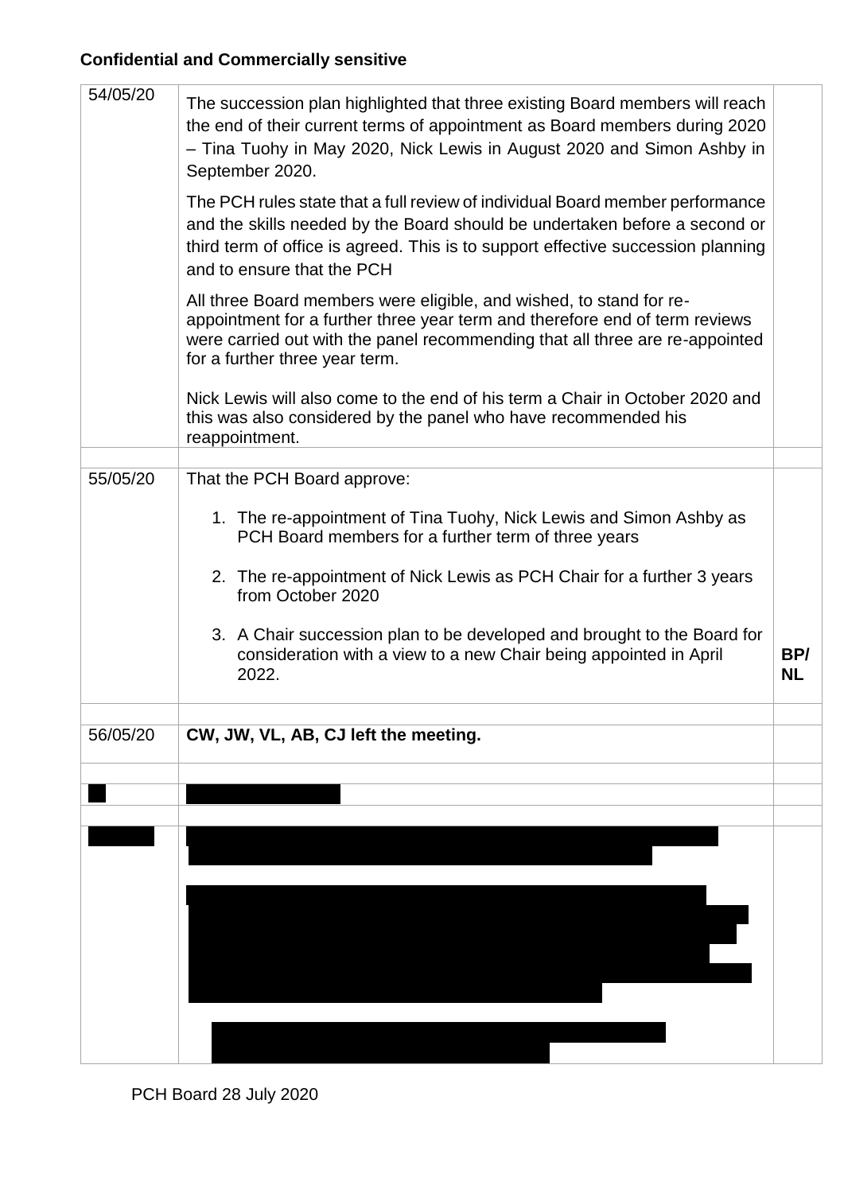**Confidential and Commercially sensitive**

| | | |
|---|---|---|
| 54/05/20 | The succession plan highlighted that three existing Board members will reach the end of their current terms of appointment as Board members during 2020 – Tina Tuohy in May 2020, Nick Lewis in August 2020 and Simon Ashby in September 2020.<br><br>The PCH rules state that a full review of individual Board member performance and the skills needed by the Board should be undertaken before a second or third term of office is agreed. This is to support effective succession planning and to ensure that the PCH<br><br>All three Board members were eligible, and wished, to stand for re-appointment for a further three year term and therefore end of term reviews were carried out with the panel recommending that all three are re-appointed for a further three year term.<br><br>Nick Lewis will also come to the end of his term a Chair in October 2020 and this was also considered by the panel who have recommended his reappointment. | |
| | | |
| 55/05/20 | That the PCH Board approve:<br><br>1. The re-appointment of Tina Tuohy, Nick Lewis and Simon Ashby as PCH Board members for a further term of three years<br><br>2. The re-appointment of Nick Lewis as PCH Chair for a further 3 years from October 2020<br><br>3. A Chair succession plan to be developed and brought to the Board for consideration with a view to a new Chair being appointed in April 2022. | **BP/ NL** |
| | | |
| 56/05/20 | **CW, JW, VL, AB, CJ left the meeting.** | |
| | | |
| [REDACTED] | [REDACTED] | |
| | | |
| [REDACTED] | [REDACTED] | |

PCH Board 28 July 2020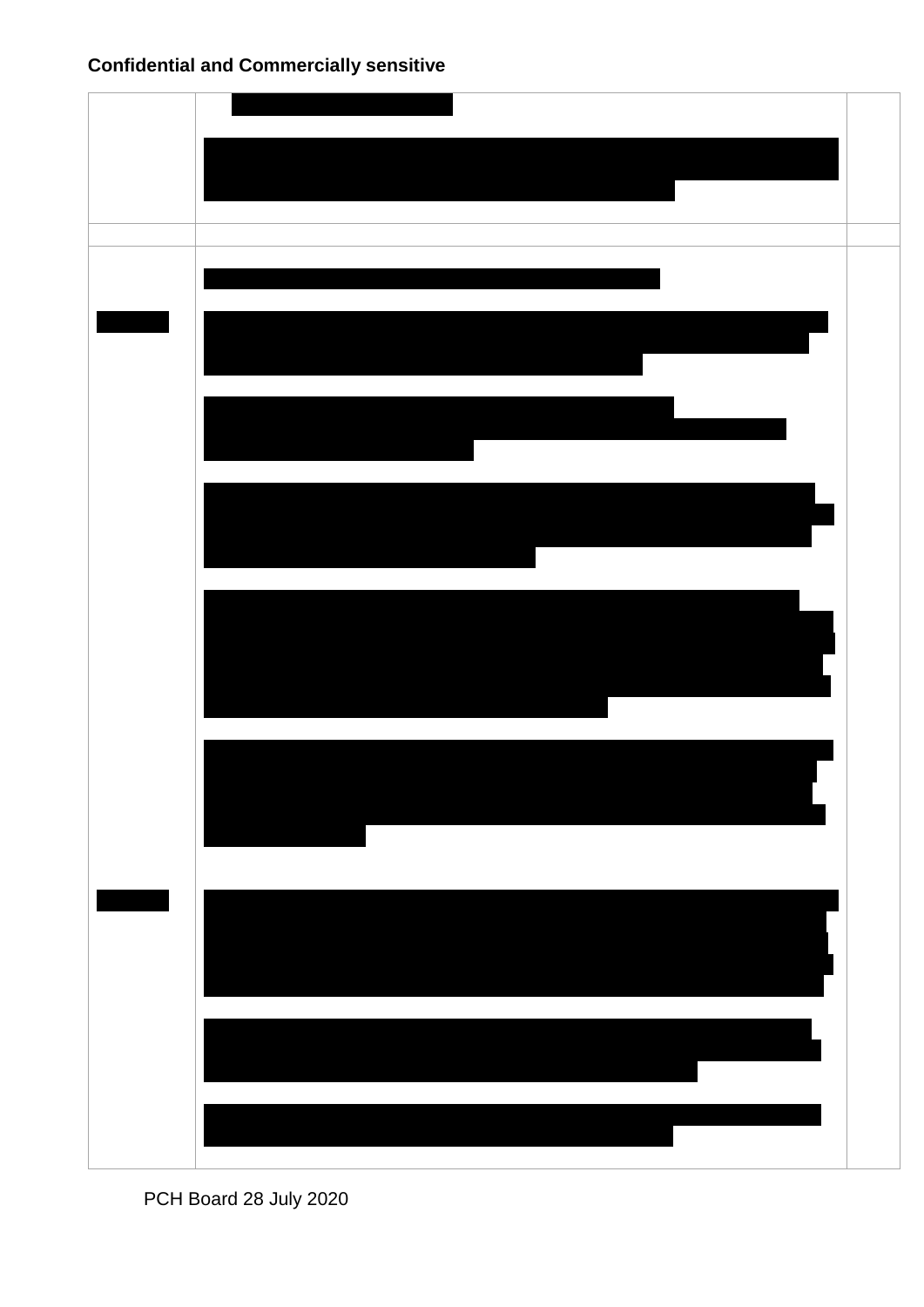**Confidential and Commercially sensitive**

| | | |
|---|---|---|
| | | |
| | | |
| | | |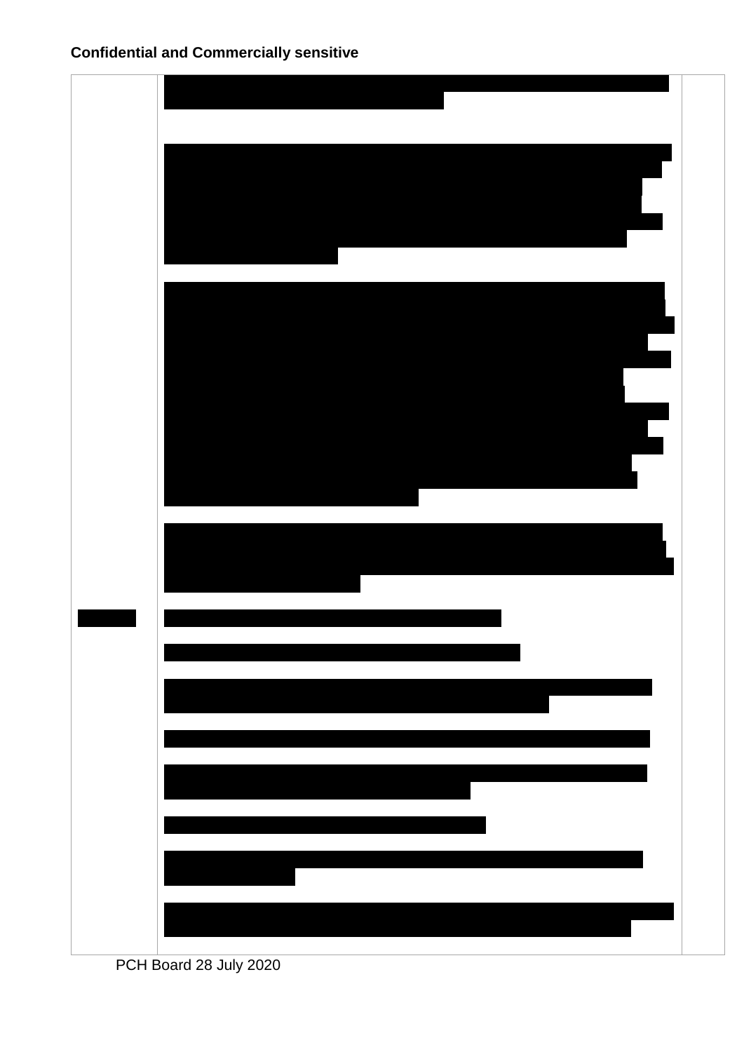**Confidential and Commercially sensitive**

PCH Board 28 July 2020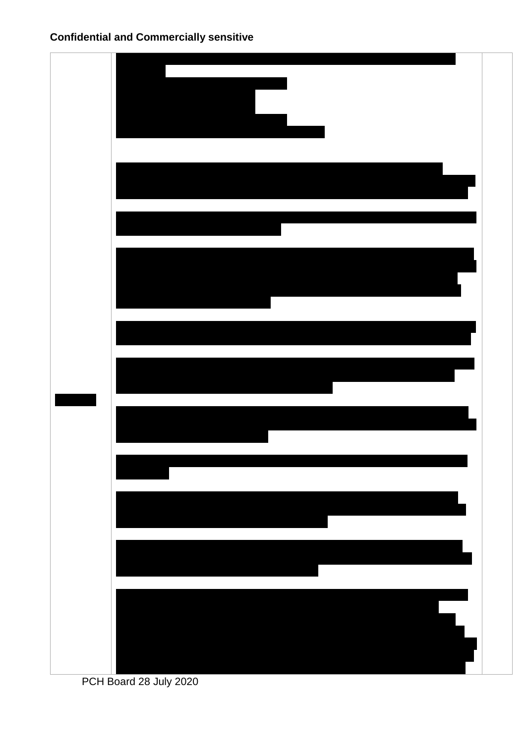**Confidential and Commercially sensitive**

PCH Board 28 July 2020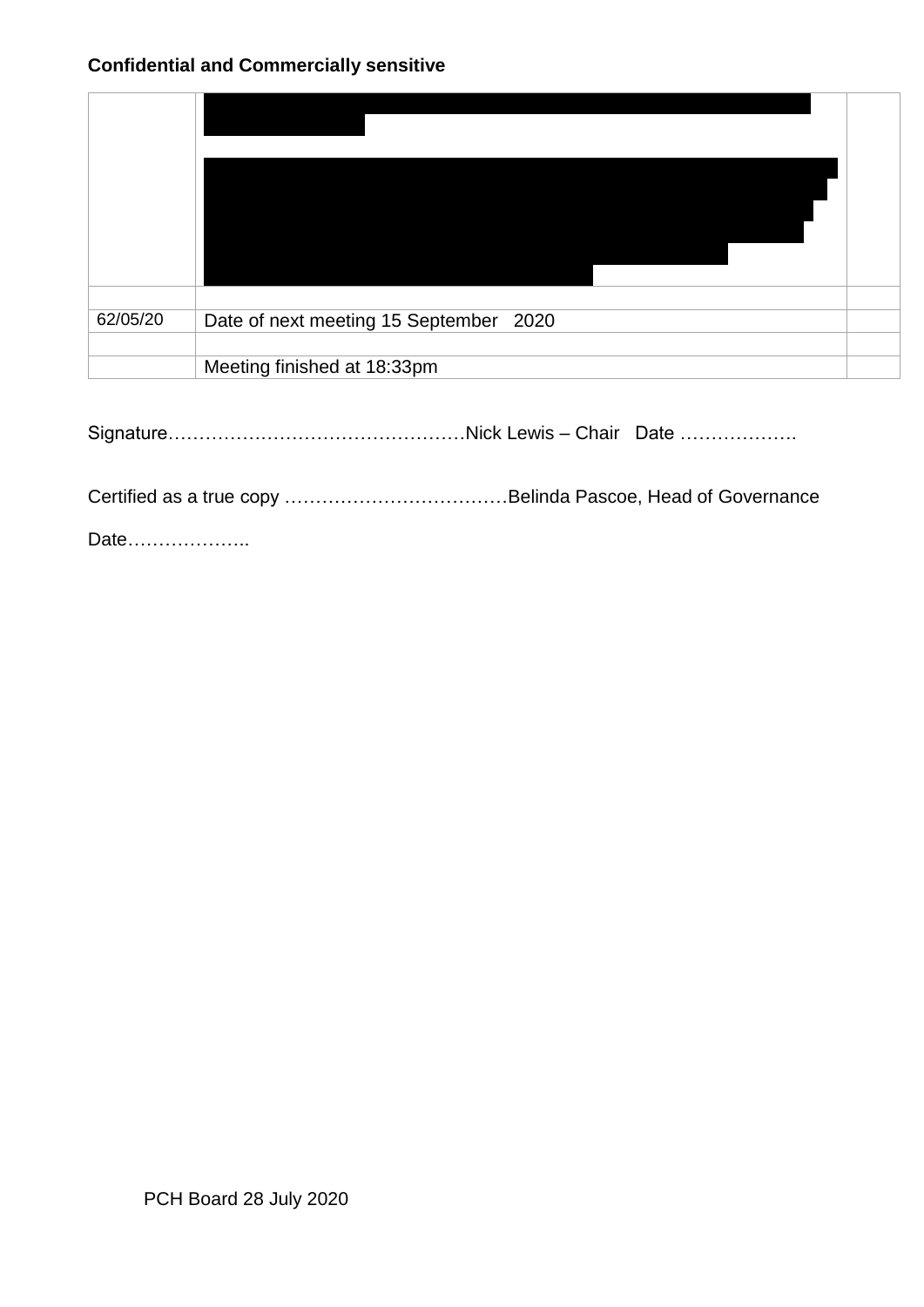**Confidential and Commercially sensitive**

| | | |
|---|---|---|
| | [REDACTED] | |
| | | |
| 62/05/20 | Date of next meeting 15 September 2020 | |
| | | |
| | Meeting finished at 18:33pm | |

Signature…………………………………………Nick Lewis – Chair Date ……………….

Certified as a true copy ………………………………Belinda Pascoe, Head of Governance

Date………………..

PCH Board 28 July 2020